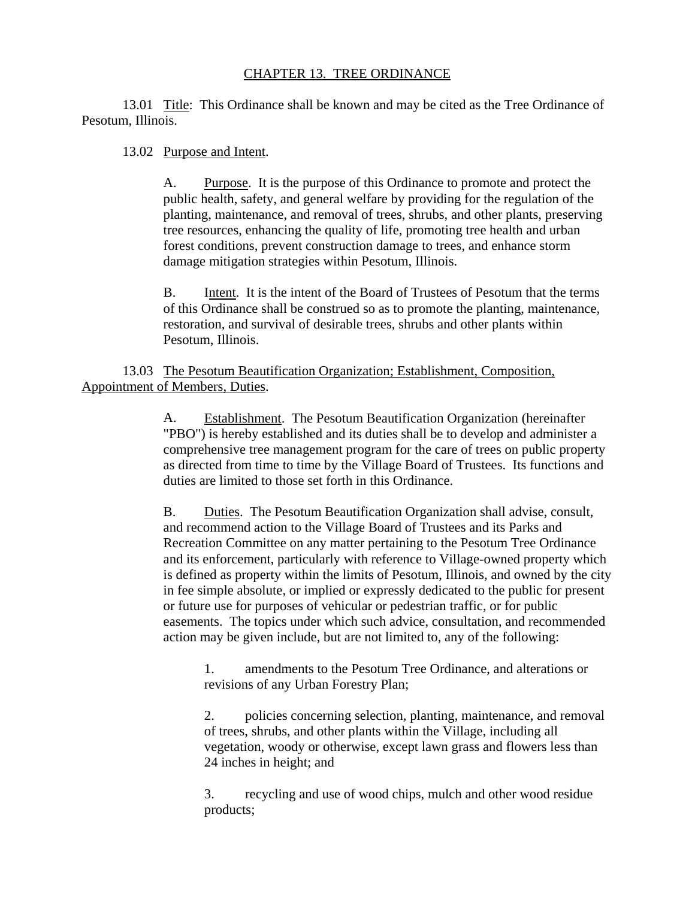# CHAPTER 13. TREE ORDINANCE

13.01 Title: This Ordinance shall be known and may be cited as the Tree Ordinance of Pesotum, Illinois.

13.02 Purpose and Intent.

A. Purpose. It is the purpose of this Ordinance to promote and protect the public health, safety, and general welfare by providing for the regulation of the planting, maintenance, and removal of trees, shrubs, and other plants, preserving tree resources, enhancing the quality of life, promoting tree health and urban forest conditions, prevent construction damage to trees, and enhance storm damage mitigation strategies within Pesotum, Illinois.

B. Intent. It is the intent of the Board of Trustees of Pesotum that the terms of this Ordinance shall be construed so as to promote the planting, maintenance, restoration, and survival of desirable trees, shrubs and other plants within Pesotum, Illinois.

13.03 The Pesotum Beautification Organization; Establishment, Composition, Appointment of Members, Duties.

A. Establishment. The Pesotum Beautification Organization (hereinafter "PBO") is hereby established and its duties shall be to develop and administer a comprehensive tree management program for the care of trees on public property as directed from time to time by the Village Board of Trustees. Its functions and duties are limited to those set forth in this Ordinance.

B. Duties. The Pesotum Beautification Organization shall advise, consult, and recommend action to the Village Board of Trustees and its Parks and Recreation Committee on any matter pertaining to the Pesotum Tree Ordinance and its enforcement, particularly with reference to Village-owned property which is defined as property within the limits of Pesotum, Illinois, and owned by the city in fee simple absolute, or implied or expressly dedicated to the public for present or future use for purposes of vehicular or pedestrian traffic, or for public easements. The topics under which such advice, consultation, and recommended action may be given include, but are not limited to, any of the following:

1. amendments to the Pesotum Tree Ordinance, and alterations or revisions of any Urban Forestry Plan;

2. policies concerning selection, planting, maintenance, and removal of trees, shrubs, and other plants within the Village, including all vegetation, woody or otherwise, except lawn grass and flowers less than 24 inches in height; and

3. recycling and use of wood chips, mulch and other wood residue products;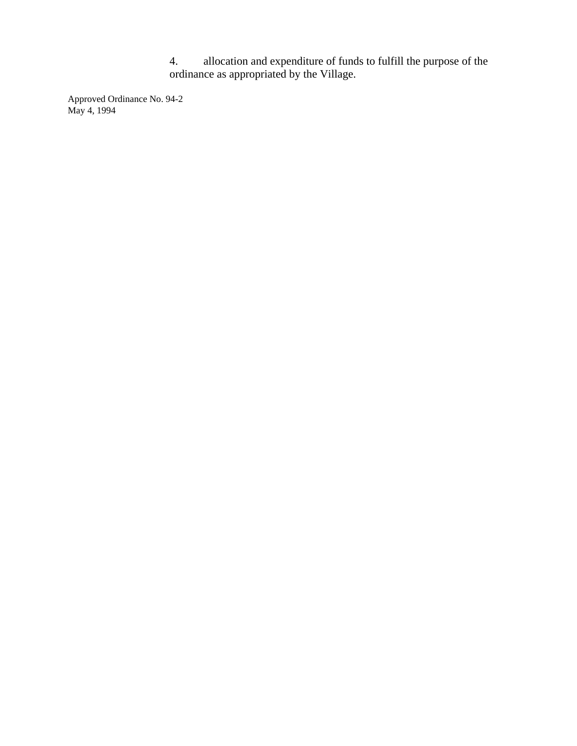4. allocation and expenditure of funds to fulfill the purpose of the ordinance as appropriated by the Village.

Approved Ordinance No. 94-2
May 4, 1994